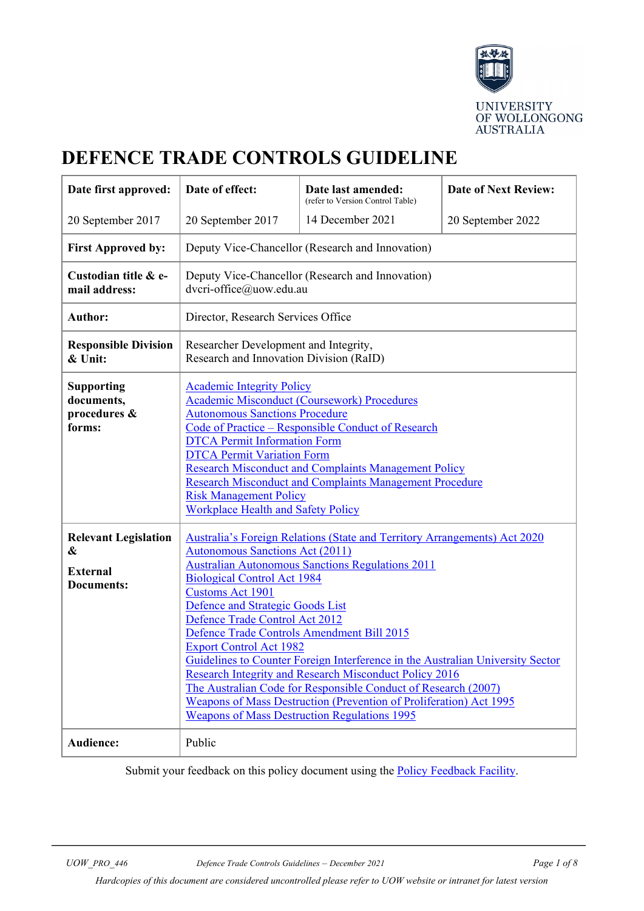UNIVERSITY OF WOLLONGONG AUSTRALIA

# DEFENCE TRADE CONTROLS GUIDELINE

| **Date first approved:** | **Date of effect:** | **Date last amended:** (refer to Version Control Table) | **Date of Next Review:** |
|---|---|---|---|
| 20 September 2017 | 20 September 2017 | 14 December 2021 | 20 September 2022 |
| **First Approved by:** | Deputy Vice-Chancellor (Research and Innovation) | | |
| **Custodian title & e-mail address:** | Deputy Vice-Chancellor (Research and Innovation) dvcri-office@uow.edu.au | | |
| **Author:** | Director, Research Services Office | | |
| **Responsible Division & Unit:** | Researcher Development and Integrity, Research and Innovation Division (RaID) | | |
| **Supporting documents, procedures & forms:** | Academic Integrity Policy<br>Academic Misconduct (Coursework) Procedures<br>Autonomous Sanctions Procedure<br>Code of Practice – Responsible Conduct of Research<br>DTCA Permit Information Form<br>DTCA Permit Variation Form<br>Research Misconduct and Complaints Management Policy<br>Research Misconduct and Complaints Management Procedure<br>Risk Management Policy<br>Workplace Health and Safety Policy | | |
| **Relevant Legislation & External Documents:** | Australia's Foreign Relations (State and Territory Arrangements) Act 2020<br>Autonomous Sanctions Act (2011)<br>Australian Autonomous Sanctions Regulations 2011<br>Biological Control Act 1984<br>Customs Act 1901<br>Defence and Strategic Goods List<br>Defence Trade Control Act 2012<br>Defence Trade Controls Amendment Bill 2015<br>Export Control Act 1982<br>Guidelines to Counter Foreign Interference in the Australian University Sector<br>Research Integrity and Research Misconduct Policy 2016<br>The Australian Code for Responsible Conduct of Research (2007)<br>Weapons of Mass Destruction (Prevention of Proliferation) Act 1995<br>Weapons of Mass Destruction Regulations 1995 | | |
| **Audience:** | Public | | |

Submit your feedback on this policy document using the Policy Feedback Facility.

*Hardcopies of this document are considered uncontrolled please refer to UOW website or intranet for latest version*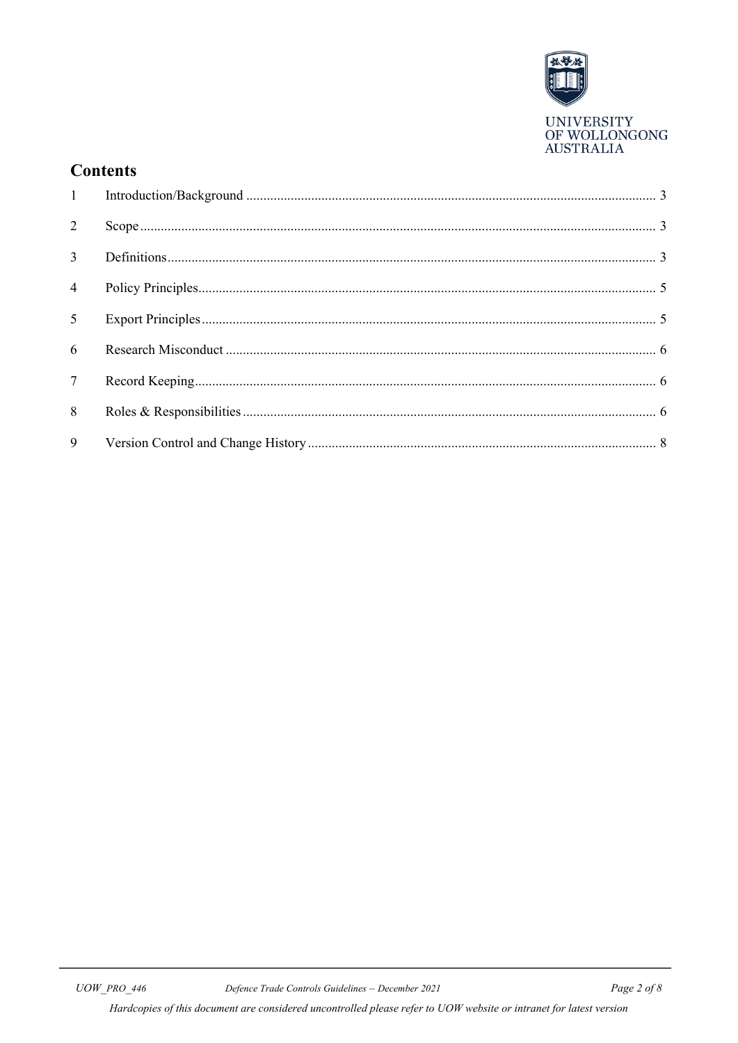## Contents

| | | |
|---|---|---|
| 1 | Introduction/Background | 3 |
| 2 | Scope | 3 |
| 3 | Definitions | 3 |
| 4 | Policy Principles | 5 |
| 5 | Export Principles | 5 |
| 6 | Research Misconduct | 6 |
| 7 | Record Keeping | 6 |
| 8 | Roles & Responsibilities | 6 |
| 9 | Version Control and Change History | 8 |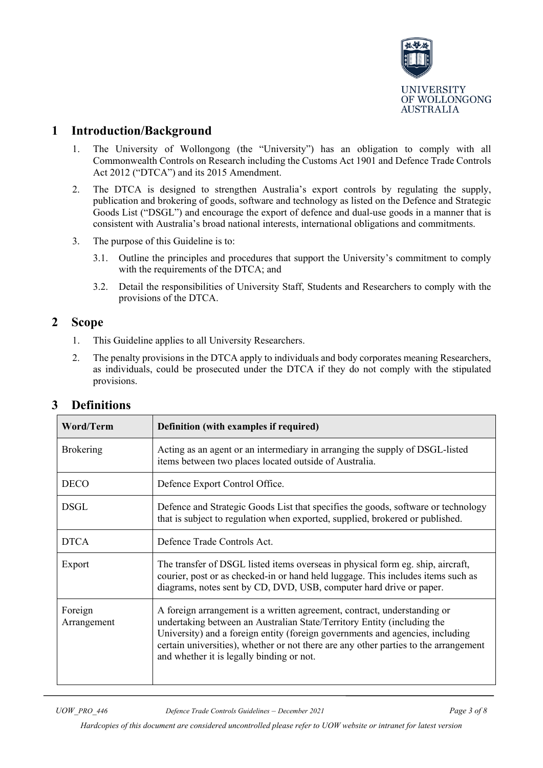## 1 Introduction/Background

1. The University of Wollongong (the "University") has an obligation to comply with all Commonwealth Controls on Research including the Customs Act 1901 and Defence Trade Controls Act 2012 ("DTCA") and its 2015 Amendment.

2. The DTCA is designed to strengthen Australia's export controls by regulating the supply, publication and brokering of goods, software and technology as listed on the Defence and Strategic Goods List ("DSGL") and encourage the export of defence and dual-use goods in a manner that is consistent with Australia's broad national interests, international obligations and commitments.

3. The purpose of this Guideline is to:

   3.1. Outline the principles and procedures that support the University's commitment to comply with the requirements of the DTCA; and

   3.2. Detail the responsibilities of University Staff, Students and Researchers to comply with the provisions of the DTCA.

## 2 Scope

1. This Guideline applies to all University Researchers.

2. The penalty provisions in the DTCA apply to individuals and body corporates meaning Researchers, as individuals, could be prosecuted under the DTCA if they do not comply with the stipulated provisions.

## 3 Definitions

| Word/Term | Definition (with examples if required) |
|---|---|
| Brokering | Acting as an agent or an intermediary in arranging the supply of DSGL-listed items between two places located outside of Australia. |
| DECO | Defence Export Control Office. |
| DSGL | Defence and Strategic Goods List that specifies the goods, software or technology that is subject to regulation when exported, supplied, brokered or published. |
| DTCA | Defence Trade Controls Act. |
| Export | The transfer of DSGL listed items overseas in physical form eg. ship, aircraft, courier, post or as checked-in or hand held luggage. This includes items such as diagrams, notes sent by CD, DVD, USB, computer hard drive or paper. |
| Foreign Arrangement | A foreign arrangement is a written agreement, contract, understanding or undertaking between an Australian State/Territory Entity (including the University) and a foreign entity (foreign governments and agencies, including certain universities), whether or not there are any other parties to the arrangement and whether it is legally binding or not. |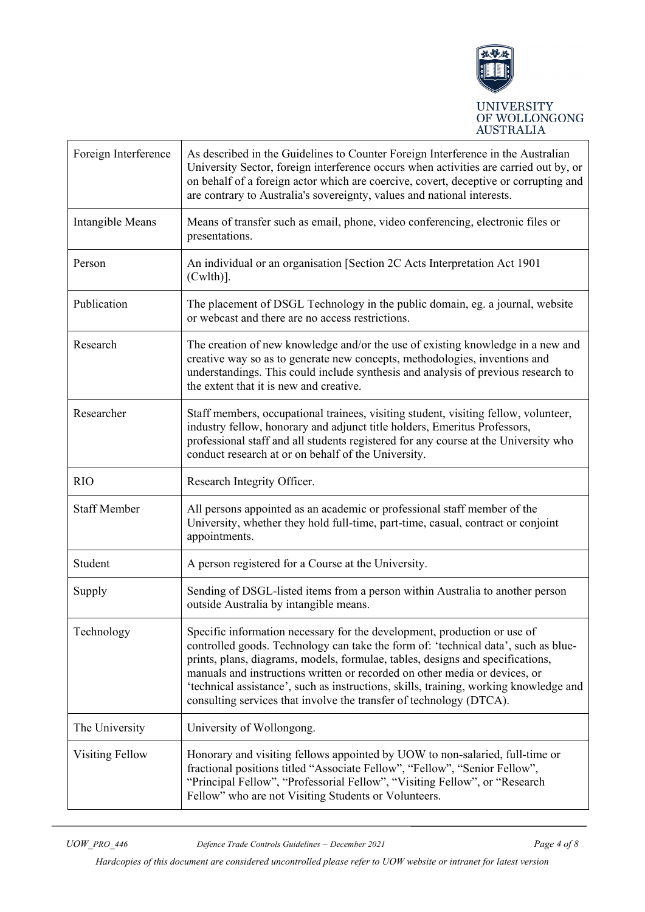| | |
|---|---|
| Foreign Interference | As described in the Guidelines to Counter Foreign Interference in the Australian University Sector, foreign interference occurs when activities are carried out by, or on behalf of a foreign actor which are coercive, covert, deceptive or corrupting and are contrary to Australia's sovereignty, values and national interests. |
| Intangible Means | Means of transfer such as email, phone, video conferencing, electronic files or presentations. |
| Person | An individual or an organisation [Section 2C Acts Interpretation Act 1901 (Cwlth)]. |
| Publication | The placement of DSGL Technology in the public domain, eg. a journal, website or webcast and there are no access restrictions. |
| Research | The creation of new knowledge and/or the use of existing knowledge in a new and creative way so as to generate new concepts, methodologies, inventions and understandings. This could include synthesis and analysis of previous research to the extent that it is new and creative. |
| Researcher | Staff members, occupational trainees, visiting student, visiting fellow, volunteer, industry fellow, honorary and adjunct title holders, Emeritus Professors, professional staff and all students registered for any course at the University who conduct research at or on behalf of the University. |
| RIO | Research Integrity Officer. |
| Staff Member | All persons appointed as an academic or professional staff member of the University, whether they hold full-time, part-time, casual, contract or conjoint appointments. |
| Student | A person registered for a Course at the University. |
| Supply | Sending of DSGL-listed items from a person within Australia to another person outside Australia by intangible means. |
| Technology | Specific information necessary for the development, production or use of controlled goods. Technology can take the form of: 'technical data', such as blue-prints, plans, diagrams, models, formulae, tables, designs and specifications, manuals and instructions written or recorded on other media or devices, or 'technical assistance', such as instructions, skills, training, working knowledge and consulting services that involve the transfer of technology (DTCA). |
| The University | University of Wollongong. |
| Visiting Fellow | Honorary and visiting fellows appointed by UOW to non-salaried, full-time or fractional positions titled "Associate Fellow", "Fellow", "Senior Fellow", "Principal Fellow", "Professorial Fellow", "Visiting Fellow", or "Research Fellow" who are not Visiting Students or Volunteers. |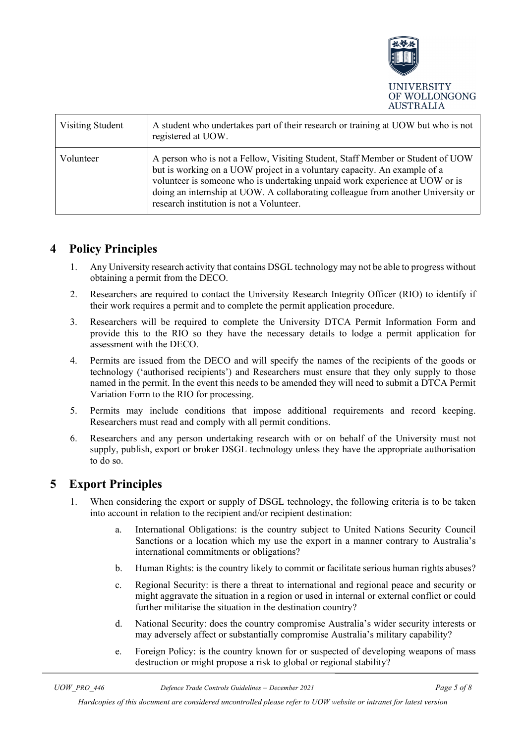| Visiting Student | A student who undertakes part of their research or training at UOW but who is not registered at UOW. |
| --- | --- |
| Volunteer | A person who is not a Fellow, Visiting Student, Staff Member or Student of UOW but is working on a UOW project in a voluntary capacity. An example of a volunteer is someone who is undertaking unpaid work experience at UOW or is doing an internship at UOW. A collaborating colleague from another University or research institution is not a Volunteer. |

# 4 Policy Principles

1. Any University research activity that contains DSGL technology may not be able to progress without obtaining a permit from the DECO.
2. Researchers are required to contact the University Research Integrity Officer (RIO) to identify if their work requires a permit and to complete the permit application procedure.
3. Researchers will be required to complete the University DTCA Permit Information Form and provide this to the RIO so they have the necessary details to lodge a permit application for assessment with the DECO.
4. Permits are issued from the DECO and will specify the names of the recipients of the goods or technology ('authorised recipients') and Researchers must ensure that they only supply to those named in the permit. In the event this needs to be amended they will need to submit a DTCA Permit Variation Form to the RIO for processing.
5. Permits may include conditions that impose additional requirements and record keeping. Researchers must read and comply with all permit conditions.
6. Researchers and any person undertaking research with or on behalf of the University must not supply, publish, export or broker DSGL technology unless they have the appropriate authorisation to do so.

# 5 Export Principles

1. When considering the export or supply of DSGL technology, the following criteria is to be taken into account in relation to the recipient and/or recipient destination:
    a. International Obligations: is the country subject to United Nations Security Council Sanctions or a location which my use the export in a manner contrary to Australia's international commitments or obligations?
    b. Human Rights: is the country likely to commit or facilitate serious human rights abuses?
    c. Regional Security: is there a threat to international and regional peace and security or might aggravate the situation in a region or used in internal or external conflict or could further militarise the situation in the destination country?
    d. National Security: does the country compromise Australia's wider security interests or may adversely affect or substantially compromise Australia's military capability?
    e. Foreign Policy: is the country known for or suspected of developing weapons of mass destruction or might propose a risk to global or regional stability?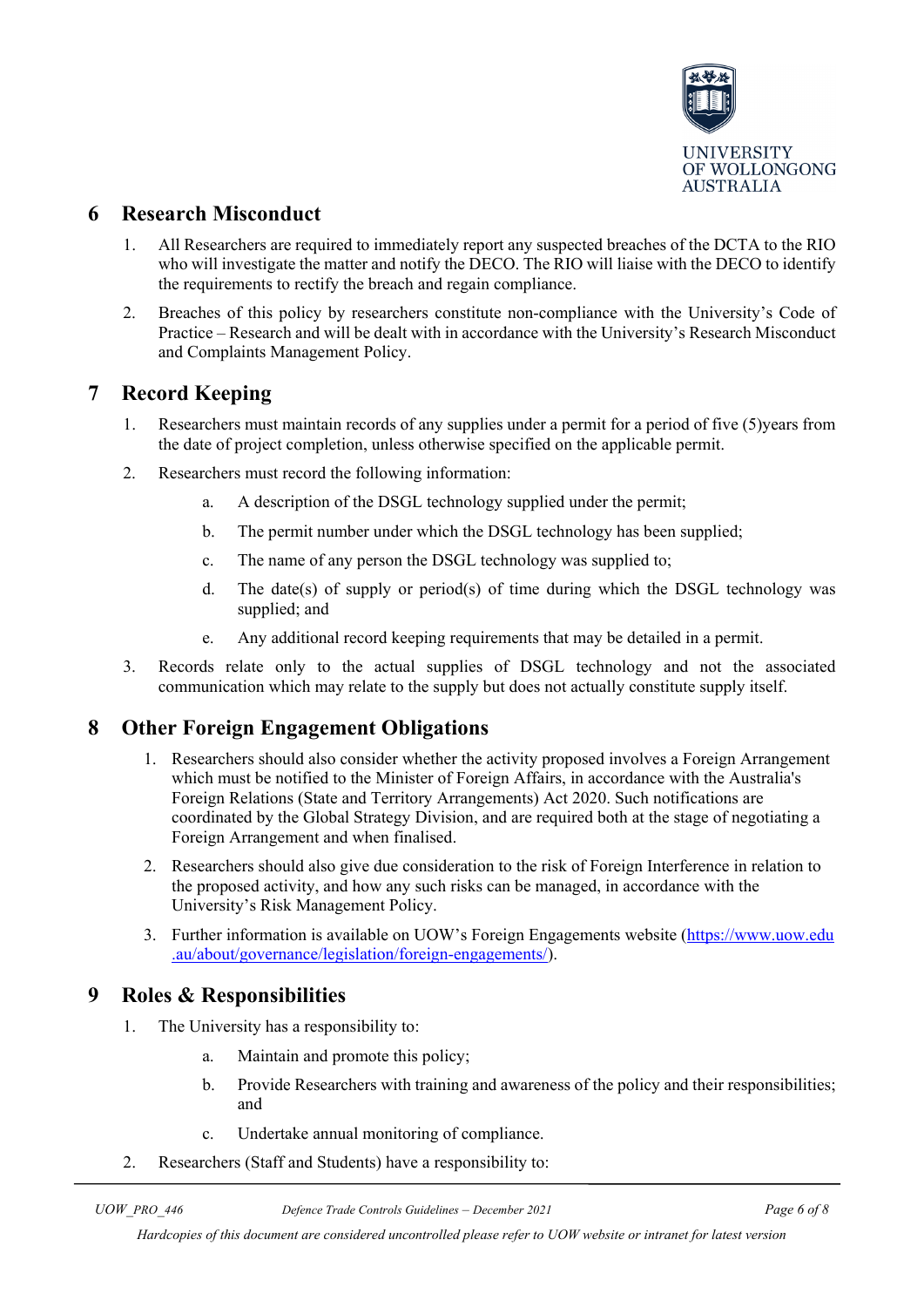## 6 Research Misconduct

1. All Researchers are required to immediately report any suspected breaches of the DCTA to the RIO who will investigate the matter and notify the DECO. The RIO will liaise with the DECO to identify the requirements to rectify the breach and regain compliance.
2. Breaches of this policy by researchers constitute non-compliance with the University's Code of Practice – Research and will be dealt with in accordance with the University's Research Misconduct and Complaints Management Policy.

## 7 Record Keeping

1. Researchers must maintain records of any supplies under a permit for a period of five (5)years from the date of project completion, unless otherwise specified on the applicable permit.
2. Researchers must record the following information:
    a. A description of the DSGL technology supplied under the permit;
    b. The permit number under which the DSGL technology has been supplied;
    c. The name of any person the DSGL technology was supplied to;
    d. The date(s) of supply or period(s) of time during which the DSGL technology was supplied; and
    e. Any additional record keeping requirements that may be detailed in a permit.
3. Records relate only to the actual supplies of DSGL technology and not the associated communication which may relate to the supply but does not actually constitute supply itself.

## 8 Other Foreign Engagement Obligations

1. Researchers should also consider whether the activity proposed involves a Foreign Arrangement which must be notified to the Minister of Foreign Affairs, in accordance with the Australia's Foreign Relations (State and Territory Arrangements) Act 2020. Such notifications are coordinated by the Global Strategy Division, and are required both at the stage of negotiating a Foreign Arrangement and when finalised.
2. Researchers should also give due consideration to the risk of Foreign Interference in relation to the proposed activity, and how any such risks can be managed, in accordance with the University's Risk Management Policy.
3. Further information is available on UOW's Foreign Engagements website (https://www.uow.edu.au/about/governance/legislation/foreign-engagements/).

## 9 Roles & Responsibilities

1. The University has a responsibility to:
    a. Maintain and promote this policy;
    b. Provide Researchers with training and awareness of the policy and their responsibilities; and
    c. Undertake annual monitoring of compliance.
2. Researchers (Staff and Students) have a responsibility to: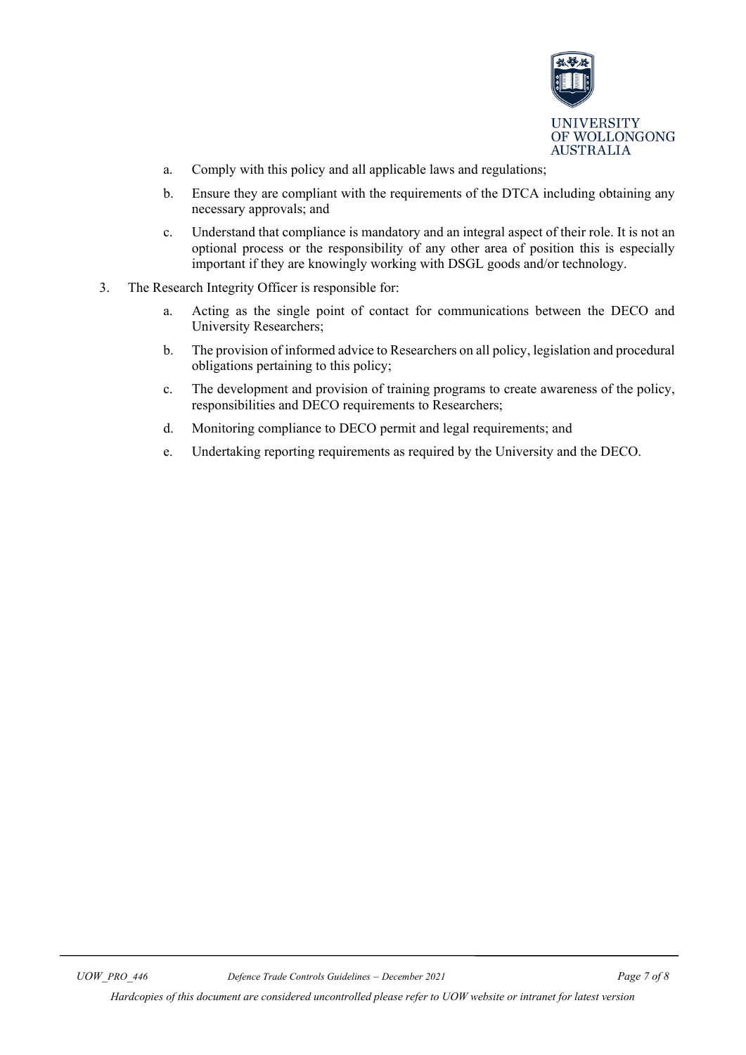a. Comply with this policy and all applicable laws and regulations;

b. Ensure they are compliant with the requirements of the DTCA including obtaining any necessary approvals; and

c. Understand that compliance is mandatory and an integral aspect of their role. It is not an optional process or the responsibility of any other area of position this is especially important if they are knowingly working with DSGL goods and/or technology.

3. The Research Integrity Officer is responsible for:

   a. Acting as the single point of contact for communications between the DECO and University Researchers;

   b. The provision of informed advice to Researchers on all policy, legislation and procedural obligations pertaining to this policy;

   c. The development and provision of training programs to create awareness of the policy, responsibilities and DECO requirements to Researchers;

   d. Monitoring compliance to DECO permit and legal requirements; and

   e. Undertaking reporting requirements as required by the University and the DECO.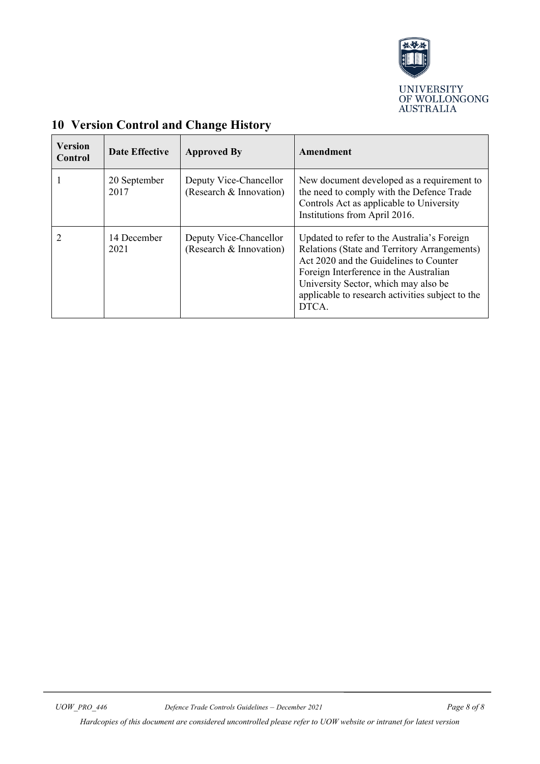## 10 Version Control and Change History

| Version Control | Date Effective | Approved By | Amendment |
| --- | --- | --- | --- |
| 1 | 20 September 2017 | Deputy Vice-Chancellor (Research & Innovation) | New document developed as a requirement to the need to comply with the Defence Trade Controls Act as applicable to University Institutions from April 2016. |
| 2 | 14 December 2021 | Deputy Vice-Chancellor (Research & Innovation) | Updated to refer to the Australia's Foreign Relations (State and Territory Arrangements) Act 2020 and the Guidelines to Counter Foreign Interference in the Australian University Sector, which may also be applicable to research activities subject to the DTCA. |